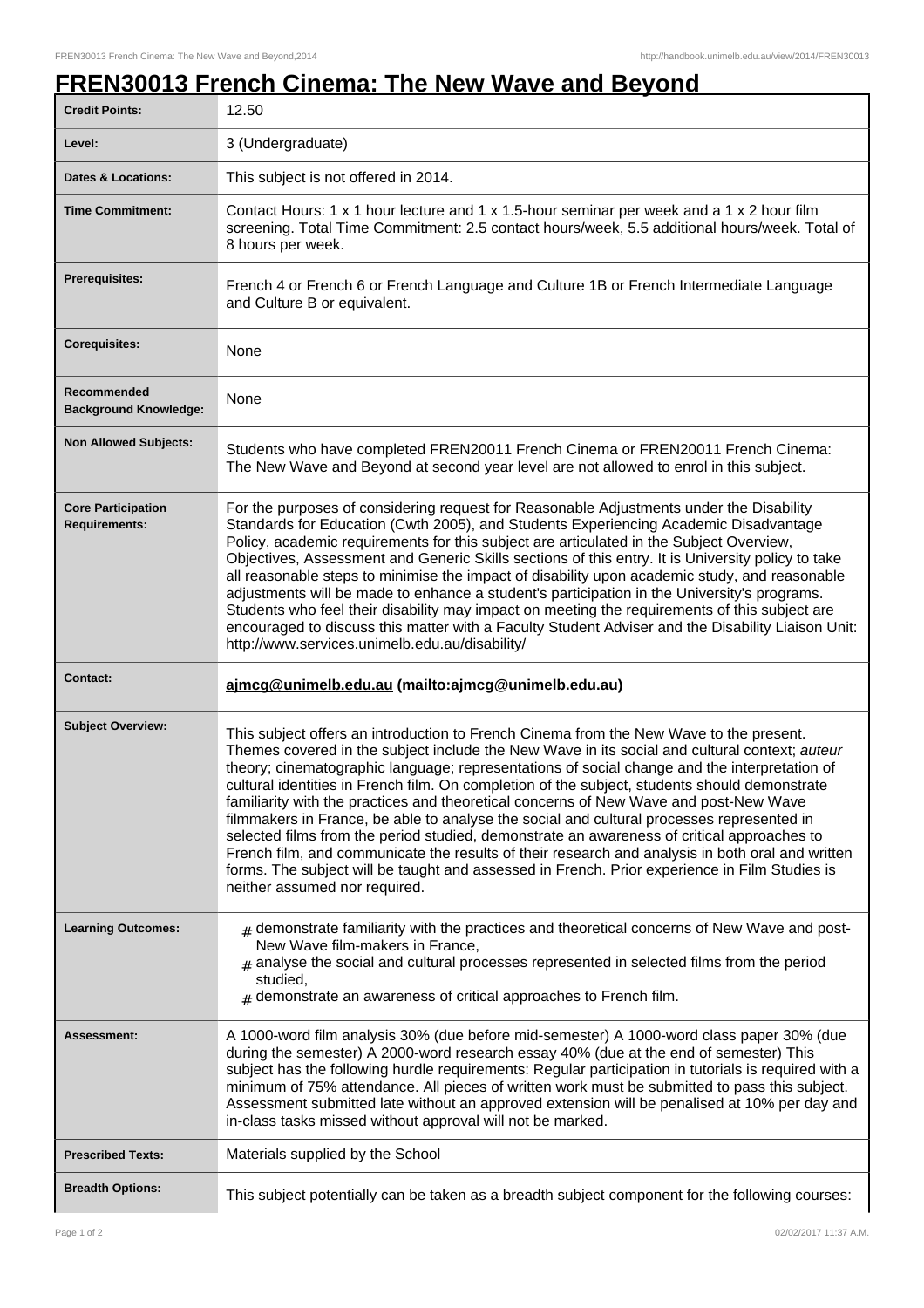# FREN30013 French Cinema: The New Wave and Beyond

| | |
|---|---|
| **Credit Points:** | 12.50 |
| **Level:** | 3 (Undergraduate) |
| **Dates & Locations:** | This subject is not offered in 2014. |
| **Time Commitment:** | Contact Hours: 1 x 1 hour lecture and 1 x 1.5-hour seminar per week and a 1 x 2 hour film screening. Total Time Commitment: 2.5 contact hours/week, 5.5 additional hours/week. Total of 8 hours per week. |
| **Prerequisites:** | French 4 or French 6 or French Language and Culture 1B or French Intermediate Language and Culture B or equivalent. |
| **Corequisites:** | None |
| **Recommended Background Knowledge:** | None |
| **Non Allowed Subjects:** | Students who have completed FREN20011 French Cinema or FREN20011 French Cinema: The New Wave and Beyond at second year level are not allowed to enrol in this subject. |
| **Core Participation Requirements:** | For the purposes of considering request for Reasonable Adjustments under the Disability Standards for Education (Cwth 2005), and Students Experiencing Academic Disadvantage Policy, academic requirements for this subject are articulated in the Subject Overview, Objectives, Assessment and Generic Skills sections of this entry. It is University policy to take all reasonable steps to minimise the impact of disability upon academic study, and reasonable adjustments will be made to enhance a student's participation in the University's programs. Students who feel their disability may impact on meeting the requirements of this subject are encouraged to discuss this matter with a Faculty Student Adviser and the Disability Liaison Unit: http://www.services.unimelb.edu.au/disability/ |
| **Contact:** | **ajmcg@unimelb.edu.au (mailto:ajmcg@unimelb.edu.au)** |
| **Subject Overview:** | This subject offers an introduction to French Cinema from the New Wave to the present. Themes covered in the subject include the New Wave in its social and cultural context; *auteur* theory; cinematographic language; representations of social change and the interpretation of cultural identities in French film. On completion of the subject, students should demonstrate familiarity with the practices and theoretical concerns of New Wave and post-New Wave filmmakers in France, be able to analyse the social and cultural processes represented in selected films from the period studied, demonstrate an awareness of critical approaches to French film, and communicate the results of their research and analysis in both oral and written forms. The subject will be taught and assessed in French. Prior experience in Film Studies is neither assumed nor required. |
| **Learning Outcomes:** | # demonstrate familiarity with the practices and theoretical concerns of New Wave and post-New Wave film-makers in France,<br># analyse the social and cultural processes represented in selected films from the period studied,<br># demonstrate an awareness of critical approaches to French film. |
| **Assessment:** | A 1000-word film analysis 30% (due before mid-semester) A 1000-word class paper 30% (due during the semester) A 2000-word research essay 40% (due at the end of semester) This subject has the following hurdle requirements: Regular participation in tutorials is required with a minimum of 75% attendance. All pieces of written work must be submitted to pass this subject. Assessment submitted late without an approved extension will be penalised at 10% per day and in-class tasks missed without approval will not be marked. |
| **Prescribed Texts:** | Materials supplied by the School |
| **Breadth Options:** | This subject potentially can be taken as a breadth subject component for the following courses: |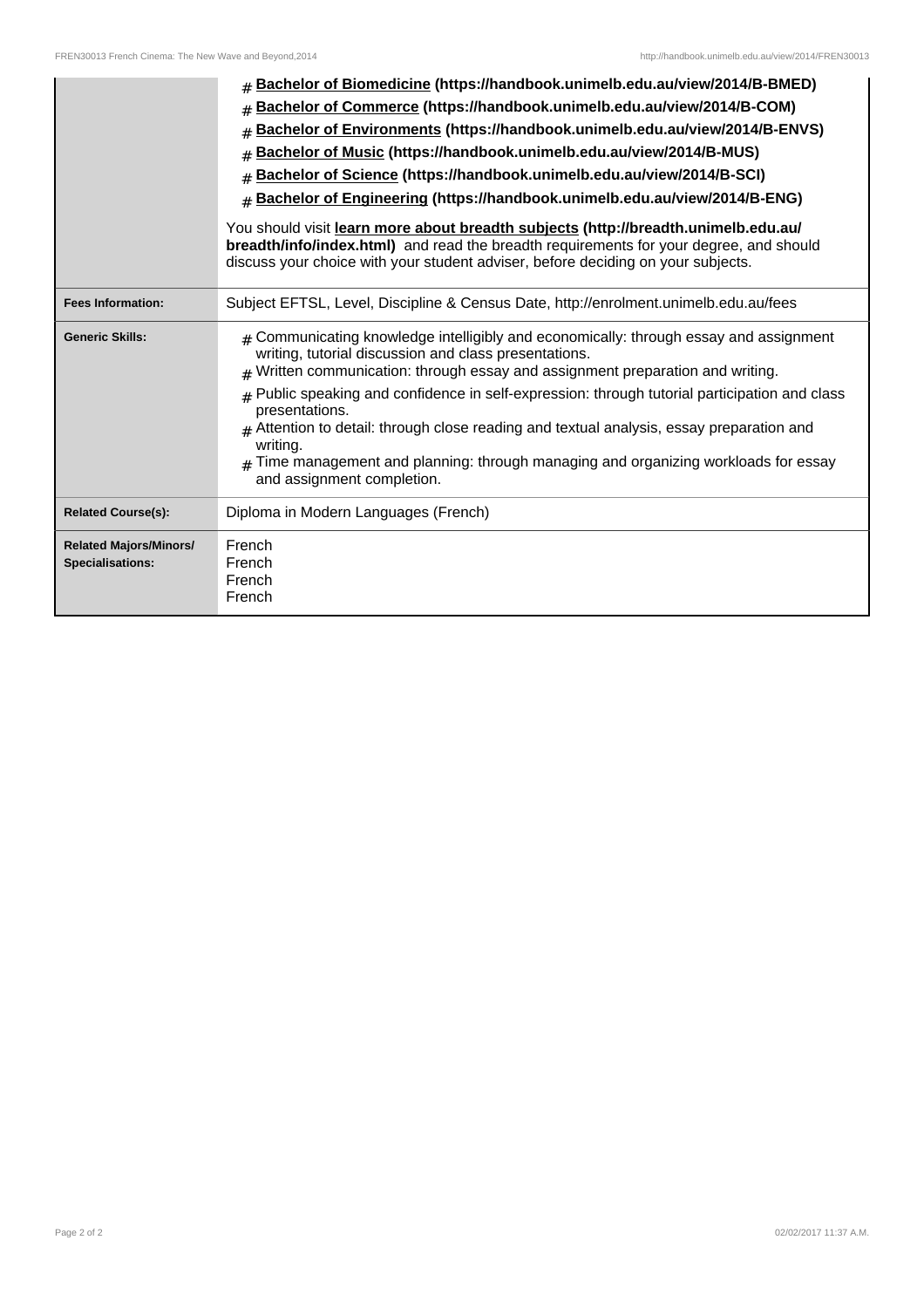| | |
|---|---|
| | # **Bachelor of Biomedicine (https://handbook.unimelb.edu.au/view/2014/B-BMED)**<br># **Bachelor of Commerce (https://handbook.unimelb.edu.au/view/2014/B-COM)**<br># **Bachelor of Environments (https://handbook.unimelb.edu.au/view/2014/B-ENVS)**<br># **Bachelor of Music (https://handbook.unimelb.edu.au/view/2014/B-MUS)**<br># **Bachelor of Science (https://handbook.unimelb.edu.au/view/2014/B-SCI)**<br># **Bachelor of Engineering (https://handbook.unimelb.edu.au/view/2014/B-ENG)**<br><br>You should visit **learn more about breadth subjects (http://breadth.unimelb.edu.au/breadth/info/index.html)** and read the breadth requirements for your degree, and should discuss your choice with your student adviser, before deciding on your subjects. |
| **Fees Information:** | Subject EFTSL, Level, Discipline & Census Date, http://enrolment.unimelb.edu.au/fees |
| **Generic Skills:** | # Communicating knowledge intelligibly and economically: through essay and assignment writing, tutorial discussion and class presentations.<br># Written communication: through essay and assignment preparation and writing.<br># Public speaking and confidence in self-expression: through tutorial participation and class presentations.<br># Attention to detail: through close reading and textual analysis, essay preparation and writing.<br># Time management and planning: through managing and organizing workloads for essay and assignment completion. |
| **Related Course(s):** | Diploma in Modern Languages (French) |
| **Related Majors/Minors/ Specialisations:** | French<br>French<br>French<br>French |